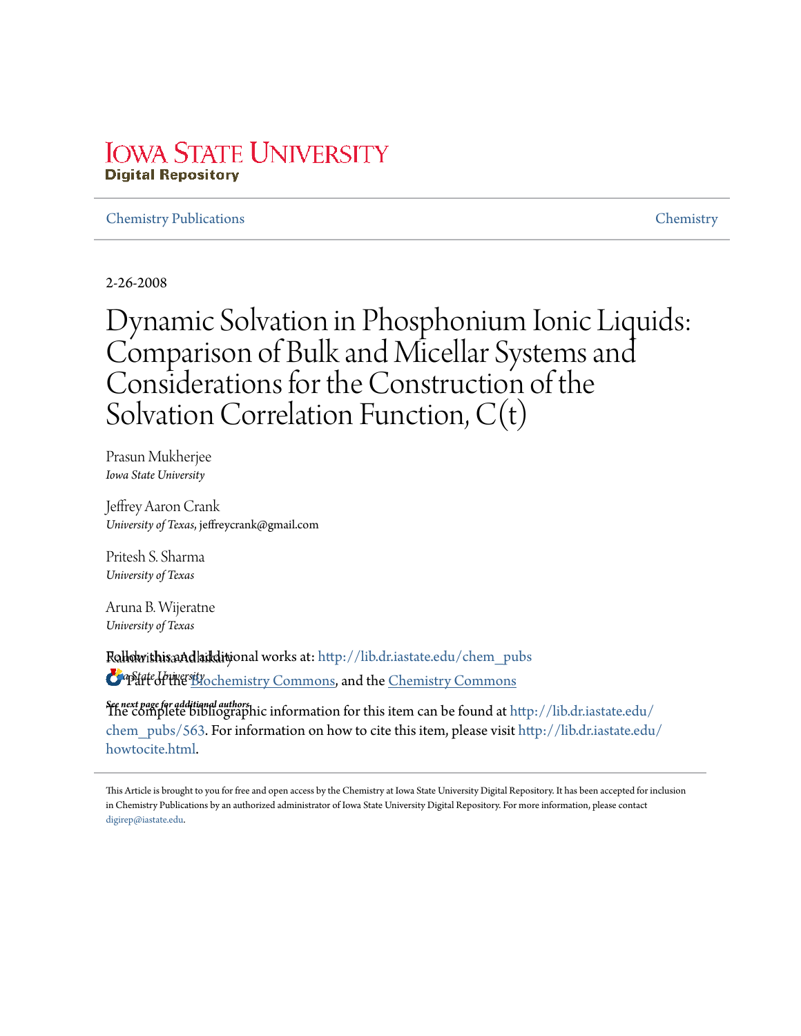Iowa State University
Digital Repository

Chemistry Publications

Chemistry

2-26-2008

# Dynamic Solvation in Phosphonium Ionic Liquids: Comparison of Bulk and Micellar Systems and Considerations for the Construction of the Solvation Correlation Function, C(t)

Prasun Mukherjee
*Iowa State University*

Jeffrey Aaron Crank
*University of Texas*, jeffreycrank@gmail.com

Pritesh S. Sharma
*University of Texas*

Aruna B. Wijeratne
*University of Texas*

Ramkrishna Adhikary
*Iowa State University*

*See next page for additional authors*

Follow this and additional works at: http://lib.dr.iastate.edu/chem_pubs

Part of the Biochemistry Commons, and the Chemistry Commons

The complete bibliographic information for this item can be found at http://lib.dr.iastate.edu/chem_pubs/563. For information on how to cite this item, please visit http://lib.dr.iastate.edu/howtocite.html.

This Article is brought to you for free and open access by the Chemistry at Iowa State University Digital Repository. It has been accepted for inclusion in Chemistry Publications by an authorized administrator of Iowa State University Digital Repository. For more information, please contact digirep@iastate.edu.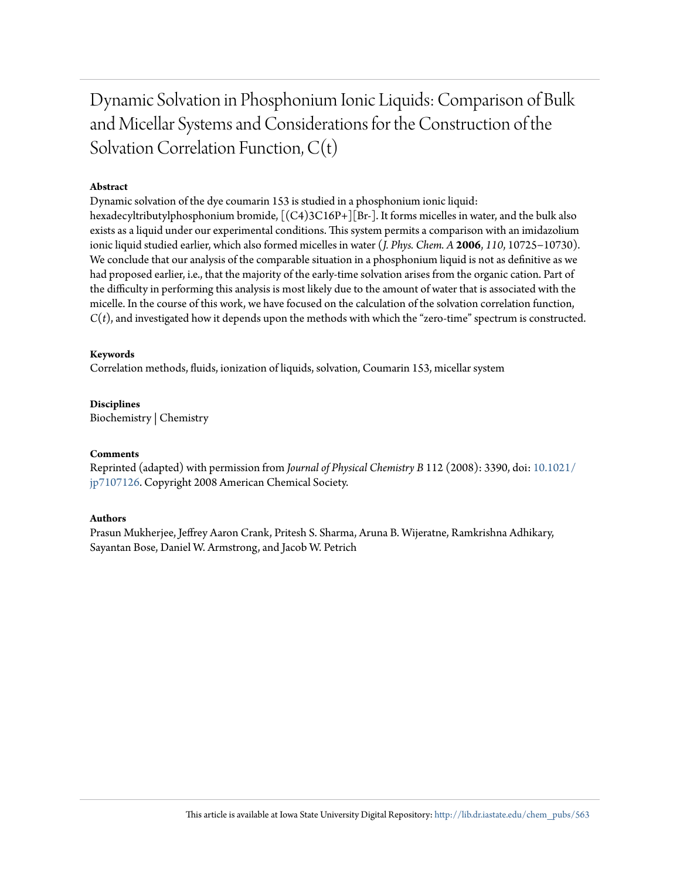# Dynamic Solvation in Phosphonium Ionic Liquids: Comparison of Bulk and Micellar Systems and Considerations for the Construction of the Solvation Correlation Function, C(t)

### Abstract

Dynamic solvation of the dye coumarin 153 is studied in a phosphonium ionic liquid: hexadecyltributylphosphonium bromide, [(C4)3C16P+][Br-]. It forms micelles in water, and the bulk also exists as a liquid under our experimental conditions. This system permits a comparison with an imidazolium ionic liquid studied earlier, which also formed micelles in water (*J. Phys. Chem. A* **2006**, *110*, 10725–10730). We conclude that our analysis of the comparable situation in a phosphonium liquid is not as definitive as we had proposed earlier, i.e., that the majority of the early-time solvation arises from the organic cation. Part of the difficulty in performing this analysis is most likely due to the amount of water that is associated with the micelle. In the course of this work, we have focused on the calculation of the solvation correlation function, *C*(*t*), and investigated how it depends upon the methods with which the "zero-time" spectrum is constructed.

### Keywords

Correlation methods, fluids, ionization of liquids, solvation, Coumarin 153, micellar system

### Disciplines

Biochemistry | Chemistry

### Comments

Reprinted (adapted) with permission from *Journal of Physical Chemistry B* 112 (2008): 3390, doi: 10.1021/jp7107126. Copyright 2008 American Chemical Society.

### Authors

Prasun Mukherjee, Jeffrey Aaron Crank, Pritesh S. Sharma, Aruna B. Wijeratne, Ramkrishna Adhikary, Sayantan Bose, Daniel W. Armstrong, and Jacob W. Petrich

This article is available at Iowa State University Digital Repository: http://lib.dr.iastate.edu/chem_pubs/563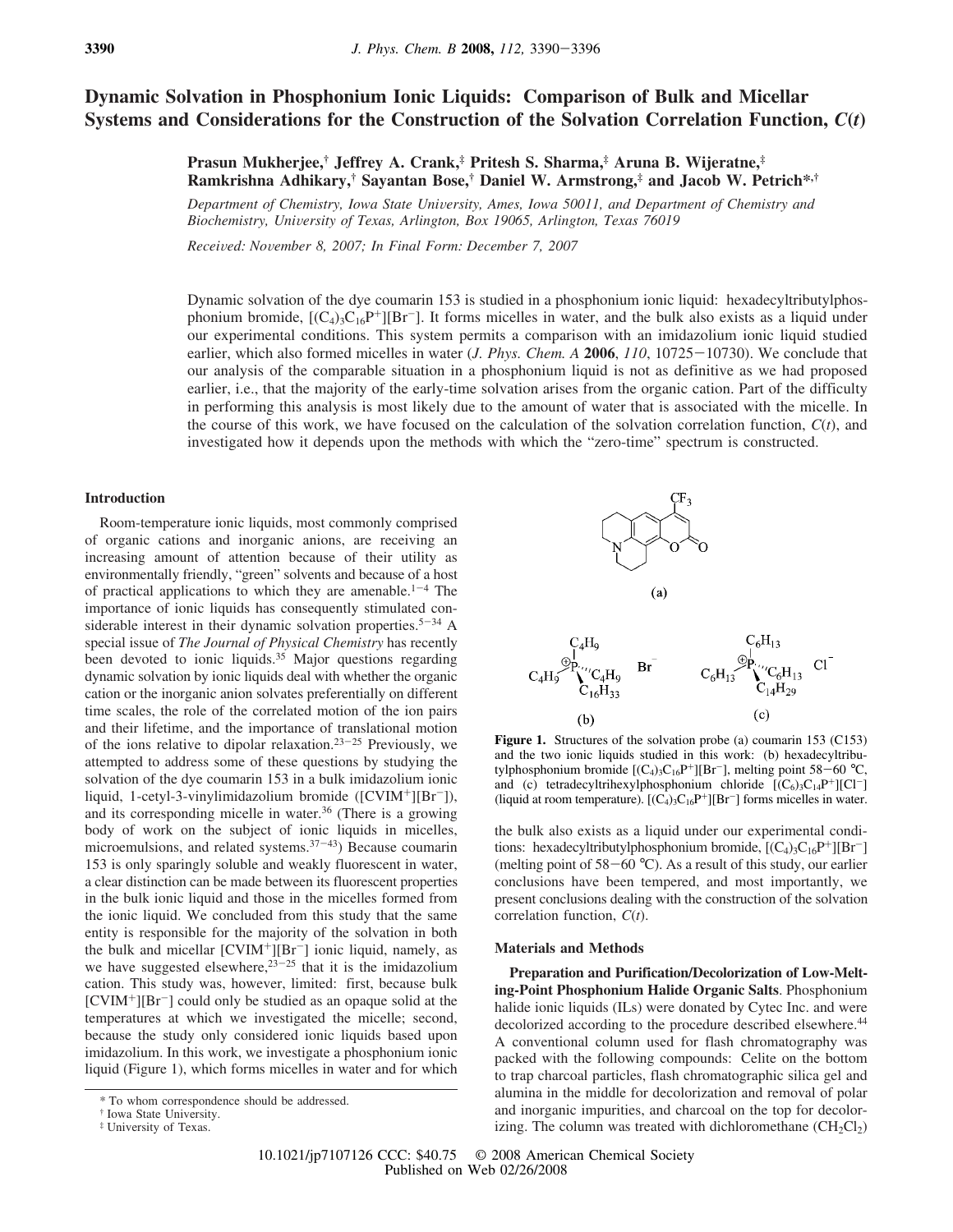# Dynamic Solvation in Phosphonium Ionic Liquids: Comparison of Bulk and Micellar Systems and Considerations for the Construction of the Solvation Correlation Function, *C*(*t*)

**Prasun Mukherjee,† Jeffrey A. Crank,‡ Pritesh S. Sharma,‡ Aruna B. Wijeratne,‡ Ramkrishna Adhikary,† Sayantan Bose,† Daniel W. Armstrong,‡ and Jacob W. Petrich*,†**

*Department of Chemistry, Iowa State University, Ames, Iowa 50011, and Department of Chemistry and Biochemistry, University of Texas, Arlington, Box 19065, Arlington, Texas 76019*

*Received: November 8, 2007; In Final Form: December 7, 2007*

Dynamic solvation of the dye coumarin 153 is studied in a phosphonium ionic liquid: hexadecyltributylphosphonium bromide, $[(C_4)_3C_{16}P^+][Br^-]$. It forms micelles in water, and the bulk also exists as a liquid under our experimental conditions. This system permits a comparison with an imidazolium ionic liquid studied earlier, which also formed micelles in water (*J. Phys. Chem. A* **2006**, *110*, 10725−10730). We conclude that our analysis of the comparable situation in a phosphonium liquid is not as definitive as we had proposed earlier, i.e., that the majority of the early-time solvation arises from the organic cation. Part of the difficulty in performing this analysis is most likely due to the amount of water that is associated with the micelle. In the course of this work, we have focused on the calculation of the solvation correlation function, *C*(*t*), and investigated how it depends upon the methods with which the "zero-time" spectrum is constructed.

## Introduction

Room-temperature ionic liquids, most commonly comprised of organic cations and inorganic anions, are receiving an increasing amount of attention because of their utility as environmentally friendly, "green" solvents and because of a host of practical applications to which they are amenable.[1−4] The importance of ionic liquids has consequently stimulated considerable interest in their dynamic solvation properties.[5−34] A special issue of *The Journal of Physical Chemistry* has recently been devoted to ionic liquids.[35] Major questions regarding dynamic solvation by ionic liquids deal with whether the organic cation or the inorganic anion solvates preferentially on different time scales, the role of the correlated motion of the ion pairs and their lifetime, and the importance of translational motion of the ions relative to dipolar relaxation.[23−25] Previously, we attempted to address some of these questions by studying the solvation of the dye coumarin 153 in a bulk imidazolium ionic liquid, 1-cetyl-3-vinylimidazolium bromide ($[CVIM^+][Br^-]$), and its corresponding micelle in water.[36] (There is a growing body of work on the subject of ionic liquids in micelles, microemulsions, and related systems.[37−43]) Because coumarin 153 is only sparingly soluble and weakly fluorescent in water, a clear distinction can be made between its fluorescent properties in the bulk ionic liquid and those in the micelles formed from the ionic liquid. We concluded from this study that the same entity is responsible for the majority of the solvation in both the bulk and micellar $[CVIM^+][Br^-]$ ionic liquid, namely, as we have suggested elsewhere,[23−25] that it is the imidazolium cation. This study was, however, limited: first, because bulk $[CVIM^+][Br^-]$ could only be studied as an opaque solid at the temperatures at which we investigated the micelle; second, because the study only considered ionic liquids based upon imidazolium. In this work, we investigate a phosphonium ionic liquid (Figure 1), which forms micelles in water and for which the bulk also exists as a liquid under our experimental conditions: hexadecyltributylphosphonium bromide, $[(C_4)_3C_{16}P^+][Br^-]$ (melting point of 58−60 °C). As a result of this study, our earlier conclusions have been tempered, and most importantly, we present conclusions dealing with the construction of the solvation correlation function, *C*(*t*).

**Figure 1.** Structures of the solvation probe (a) coumarin 153 (C153) and the two ionic liquids studied in this work: (b) hexadecyltributylphosphonium bromide $[(C_4)_3C_{16}P^+][Br^-]$, melting point 58−60 °C, and (c) tetradecyltrihexylphosphonium chloride $[(C_6)_3C_{14}P^+][Cl^-]$ (liquid at room temperature). $[(C_4)_3C_{16}P^+][Br^-]$ forms micelles in water.

## Materials and Methods

**Preparation and Purification/Decolorization of Low-Melting-Point Phosphonium Halide Organic Salts**. Phosphonium halide ionic liquids (ILs) were donated by Cytec Inc. and were decolorized according to the procedure described elsewhere.[44] A conventional column used for flash chromatography was packed with the following compounds: Celite on the bottom to trap charcoal particles, flash chromatographic silica gel and alumina in the middle for decolorization and removal of polar and inorganic impurities, and charcoal on the top for decolorizing. The column was treated with dichloromethane ($CH_2Cl_2$)

\* To whom correspondence should be addressed.
† Iowa State University.
‡ University of Texas.

10.1021/jp7107126 CCC: $40.75 © 2008 American Chemical Society
Published on Web 02/26/2008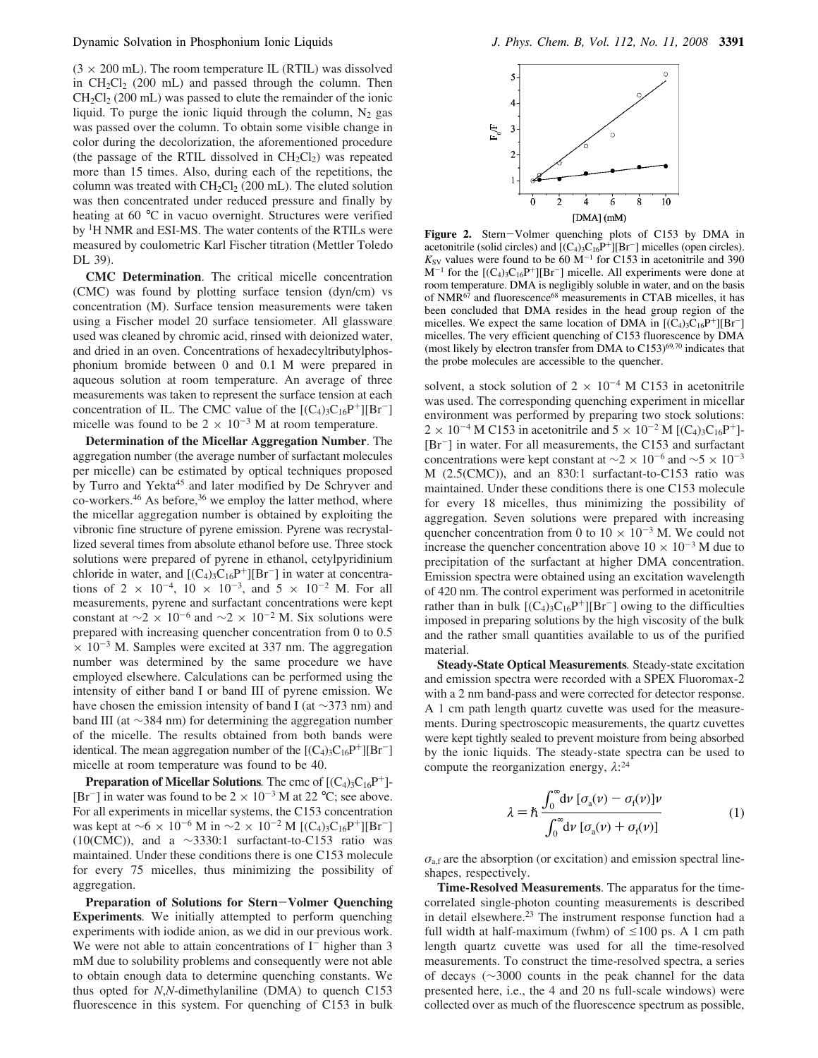(3 × 200 mL). The room temperature IL (RTIL) was dissolved in $CH_2Cl_2$ (200 mL) and passed through the column. Then $CH_2Cl_2$ (200 mL) was passed to elute the remainder of the ionic liquid. To purge the ionic liquid through the column, $N_2$ gas was passed over the column. To obtain some visible change in color during the decolorization, the aforementioned procedure (the passage of the RTIL dissolved in $CH_2Cl_2$) was repeated more than 15 times. Also, during each of the repetitions, the column was treated with $CH_2Cl_2$ (200 mL). The eluted solution was then concentrated under reduced pressure and finally by heating at 60 °C in vacuo overnight. Structures were verified by $^1$H NMR and ESI-MS. The water contents of the RTILs were measured by coulometric Karl Fischer titration (Mettler Toledo DL 39).

**CMC Determination**. The critical micelle concentration (CMC) was found by plotting surface tension (dyn/cm) vs concentration (M). Surface tension measurements were taken using a Fischer model 20 surface tensiometer. All glassware used was cleaned by chromic acid, rinsed with deionized water, and dried in an oven. Concentrations of hexadecyltributylphosphonium bromide between 0 and 0.1 M were prepared in aqueous solution at room temperature. An average of three measurements was taken to represent the surface tension at each concentration of IL. The CMC value of the $[(C_4)_3C_{16}P^+][Br^-]$ micelle was found to be $2 \times 10^{-3}$ M at room temperature.

**Determination of the Micellar Aggregation Number**. The aggregation number (the average number of surfactant molecules per micelle) can be estimated by optical techniques proposed by Turro and Yekta[45] and later modified by De Schryver and co-workers.[46] As before,[36] we employ the latter method, where the micellar aggregation number is obtained by exploiting the vibronic fine structure of pyrene emission. Pyrene was recrystallized several times from absolute ethanol before use. Three stock solutions were prepared of pyrene in ethanol, cetylpyridinium chloride in water, and $[(C_4)_3C_{16}P^+][Br^-]$ in water at concentrations of $2 \times 10^{-4}$, $10 \times 10^{-3}$, and $5 \times 10^{-2}$ M. For all measurements, pyrene and surfactant concentrations were kept constant at $\sim 2 \times 10^{-6}$ and $\sim 2 \times 10^{-2}$ M. Six solutions were prepared with increasing quencher concentration from 0 to 0.5 $\times 10^{-3}$ M. Samples were excited at 337 nm. The aggregation number was determined by the same procedure we have employed elsewhere. Calculations can be performed using the intensity of either band I or band III of pyrene emission. We have chosen the emission intensity of band I (at ~373 nm) and band III (at ~384 nm) for determining the aggregation number of the micelle. The results obtained from both bands were identical. The mean aggregation number of the $[(C_4)_3C_{16}P^+][Br^-]$ micelle at room temperature was found to be 40.

**Preparation of Micellar Solutions**. The cmc of $[(C_4)_3C_{16}P^+][Br^-]$ in water was found to be $2 \times 10^{-3}$ M at 22 °C; see above. For all experiments in micellar systems, the C153 concentration was kept at $\sim 6 \times 10^{-6}$ M in $\sim 2 \times 10^{-2}$ M $[(C_4)_3C_{16}P^+][Br^-]$ (10(CMC)), and a ~3330:1 surfactant-to-C153 ratio was maintained. Under these conditions there is one C153 molecule for every 75 micelles, thus minimizing the possibility of aggregation.

**Preparation of Solutions for Stern–Volmer Quenching Experiments**. We initially attempted to perform quenching experiments with iodide anion, as we did in our previous work. We were not able to attain concentrations of $I^-$ higher than 3 mM due to solubility problems and consequently were not able to obtain enough data to determine quenching constants. We thus opted for *N*,*N*-dimethylaniline (DMA) to quench C153 fluorescence in this system. For quenching of C153 in bulk solvent, a stock solution of $2 \times 10^{-4}$ M C153 in acetonitrile was used. The corresponding quenching experiment in micellar environment was performed by preparing two stock solutions: $2 \times 10^{-4}$ M C153 in acetonitrile and $5 \times 10^{-2}$ M $[(C_4)_3C_{16}P^+][Br^-]$ in water. For all measurements, the C153 and surfactant concentrations were kept constant at $\sim 2 \times 10^{-6}$ and $\sim 5 \times 10^{-3}$ M (2.5(CMC)), and an 830:1 surfactant-to-C153 ratio was maintained. Under these conditions there is one C153 molecule for every 18 micelles, thus minimizing the possibility of aggregation. Seven solutions were prepared with increasing quencher concentration from 0 to $10 \times 10^{-3}$ M. We could not increase the quencher concentration above $10 \times 10^{-3}$ M due to precipitation of the surfactant at higher DMA concentration. Emission spectra were obtained using an excitation wavelength of 420 nm. The control experiment was performed in acetonitrile rather than in bulk $[(C_4)_3C_{16}P^+][Br^-]$ owing to the difficulties imposed in preparing solutions by the high viscosity of the bulk and the rather small quantities available to us of the purified material.

**Figure 2.** Stern–Volmer quenching plots of C153 by DMA in acetonitrile (solid circles) and $[(C_4)_3C_{16}P^+][Br^-]$ micelles (open circles). $K_{SV}$ values were found to be 60 $M^{-1}$ for C153 in acetonitrile and 390 $M^{-1}$ for the $[(C_4)_3C_{16}P^+][Br^-]$ micelle. All experiments were done at room temperature. DMA is negligibly soluble in water, and on the basis of NMR[67] and fluorescence[68] measurements in CTAB micelles, it has been concluded that DMA resides in the head group region of the micelles. We expect the same location of DMA in $[(C_4)_3C_{16}P^+][Br^-]$ micelles. The very efficient quenching of C153 fluorescence by DMA (most likely by electron transfer from DMA to C153)[69,70] indicates that the probe molecules are accessible to the quencher.

**Steady-State Optical Measurements**. Steady-state excitation and emission spectra were recorded with a SPEX Fluoromax-2 with a 2 nm band-pass and were corrected for detector response. A 1 cm path length quartz cuvette was used for the measurements. During spectroscopic measurements, the quartz cuvettes were kept tightly sealed to prevent moisture from being absorbed by the ionic liquids. The steady-state spectra can be used to compute the reorganization energy, $\lambda$:[24]

$$\lambda = \hbar \frac{\int_0^\infty d\nu\, [\sigma_a(\nu) - \sigma_f(\nu)]\nu}{\int_0^\infty d\nu\, [\sigma_a(\nu) + \sigma_f(\nu)]} \tag{1}$$

$\sigma_{a,f}$ are the absorption (or excitation) and emission spectral lineshapes, respectively.

**Time-Resolved Measurements**. The apparatus for the time-correlated single-photon counting measurements is described in detail elsewhere.[23] The instrument response function had a full width at half-maximum (fwhm) of ≤100 ps. A 1 cm path length quartz cuvette was used for all the time-resolved measurements. To construct the time-resolved spectra, a series of decays (~3000 counts in the peak channel for the data presented here, i.e., the 4 and 20 ns full-scale windows) were collected over as much of the fluorescence spectrum as possible,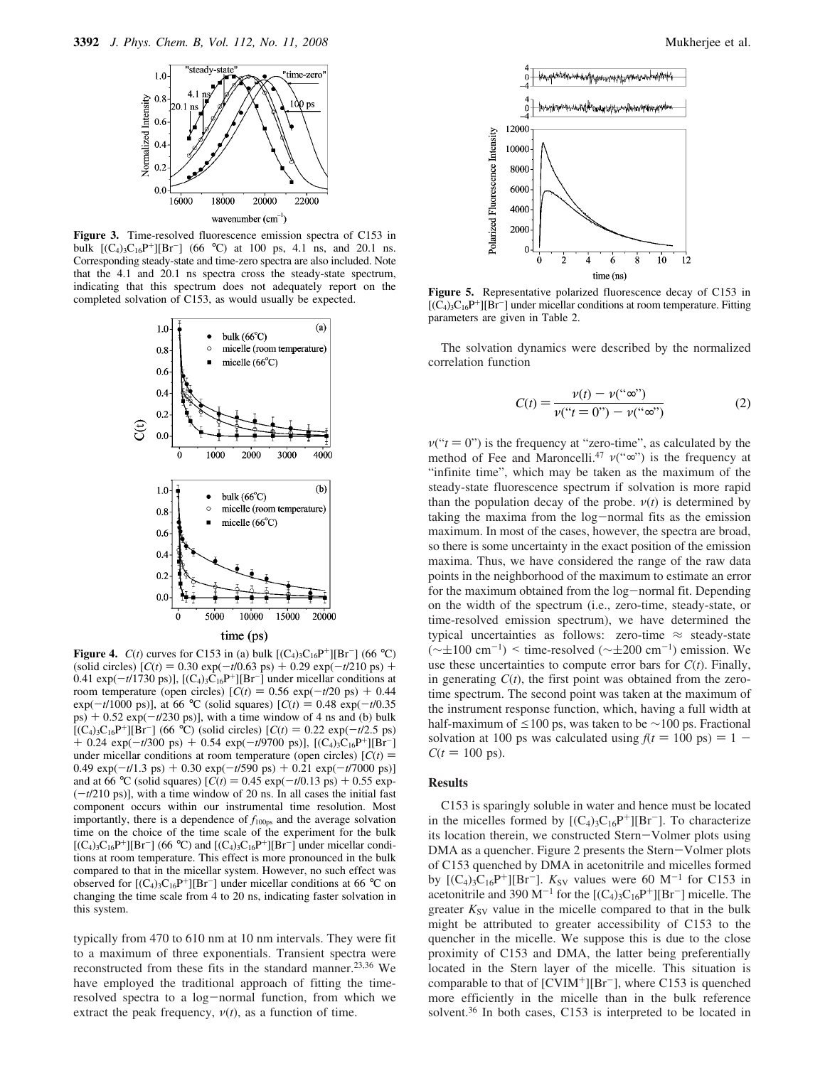**Figure 3.** Time-resolved fluorescence emission spectra of C153 in bulk $[(C_4)_3C_{16}P^+][Br^-]$ (66 °C) at 100 ps, 4.1 ns, and 20.1 ns. Corresponding steady-state and time-zero spectra are also included. Note that the 4.1 and 20.1 ns spectra cross the steady-state spectrum, indicating that this spectrum does not adequately report on the completed solvation of C153, as would usually be expected.

**Figure 4.** $C(t)$ curves for C153 in (a) bulk $[(C_4)_3C_{16}P^+][Br^-]$ (66 °C) (solid circles) [$C(t) = 0.30 \exp(-t/0.63 \text{ ps}) + 0.29 \exp(-t/210 \text{ ps}) + 0.41 \exp(-t/1730 \text{ ps})$], $[(C_4)_3C_{16}P^+][Br^-]$ under micellar conditions at room temperature (open circles) [$C(t) = 0.56 \exp(-t/20 \text{ ps}) + 0.44 \exp(-t/1000 \text{ ps})$], at 66 °C (solid squares) [$C(t) = 0.48 \exp(-t/0.35 \text{ ps}) + 0.52 \exp(-t/230 \text{ ps})$], with a time window of 4 ns and (b) bulk $[(C_4)_3C_{16}P^+][Br^-]$ (66 °C) (solid circles) [$C(t) = 0.22 \exp(-t/2.5 \text{ ps}) + 0.24 \exp(-t/300 \text{ ps}) + 0.54 \exp(-t/9700 \text{ ps})$], $[(C_4)_3C_{16}P^+][Br^-]$ under micellar conditions at room temperature (open circles) [$C(t) = 0.49 \exp(-t/1.3 \text{ ps}) + 0.30 \exp(-t/590 \text{ ps}) + 0.21 \exp(-t/7000 \text{ ps})$] and at 66 °C (solid squares) [$C(t) = 0.45 \exp(-t/0.13 \text{ ps}) + 0.55 \exp(-t/210 \text{ ps})$], with a time window of 20 ns. In all cases the initial fast component occurs within our instrumental time resolution. Most importantly, there is a dependence of $f_{100\text{ps}}$ and the average solvation time on the choice of the time scale of the experiment for the bulk $[(C_4)_3C_{16}P^+][Br^-]$ (66 °C) and $[(C_4)_3C_{16}P^+][Br^-]$ under micellar conditions at room temperature. This effect is more pronounced in the bulk compared to that in the micellar system. However, no such effect was observed for $[(C_4)_3C_{16}P^+][Br^-]$ under micellar conditions at 66 °C on changing the time scale from 4 to 20 ns, indicating faster solvation in this system.

typically from 470 to 610 nm at 10 nm intervals. They were fit to a maximum of three exponentials. Transient spectra were reconstructed from these fits in the standard manner.[23,36] We have employed the traditional approach of fitting the time-resolved spectra to a log−normal function, from which we extract the peak frequency, $\nu(t)$, as a function of time.

**Figure 5.** Representative polarized fluorescence decay of C153 in $[(C_4)_3C_{16}P^+][Br^-]$ under micellar conditions at room temperature. Fitting parameters are given in Table 2.

The solvation dynamics were described by the normalized correlation function

$$C(t) = \frac{\nu(t) - \nu(\text{``}\infty\text{''})}{\nu(\text{``}t = 0\text{''}) - \nu(\text{``}\infty\text{''})} \tag{2}$$

$\nu(\text{``}t = 0\text{''})$ is the frequency at "zero-time", as calculated by the method of Fee and Maroncelli.[47] $\nu(\text{``}\infty\text{''})$ is the frequency at "infinite time", which may be taken as the maximum of the steady-state fluorescence spectrum if solvation is more rapid than the population decay of the probe. $\nu(t)$ is determined by taking the maxima from the log−normal fits as the emission maximum. In most of the cases, however, the spectra are broad, so there is some uncertainty in the exact position of the emission maxima. Thus, we have considered the range of the raw data points in the neighborhood of the maximum to estimate an error for the maximum obtained from the log−normal fit. Depending on the width of the spectrum (i.e., zero-time, steady-state, or time-resolved emission spectrum), we have determined the typical uncertainties as follows: zero-time ≈ steady-state (∼±100 cm$^{-1}$) < time-resolved (∼±200 cm$^{-1}$) emission. We use these uncertainties to compute error bars for $C(t)$. Finally, in generating $C(t)$, the first point was obtained from the zero-time spectrum. The second point was taken at the maximum of the instrument response function, which, having a full width at half-maximum of ≤100 ps, was taken to be ∼100 ps. Fractional solvation at 100 ps was calculated using $f(t = 100 \text{ ps}) = 1 - C(t = 100 \text{ ps})$.

## Results

C153 is sparingly soluble in water and hence must be located in the micelles formed by $[(C_4)_3C_{16}P^+][Br^-]$. To characterize its location therein, we constructed Stern−Volmer plots using DMA as a quencher. Figure 2 presents the Stern−Volmer plots of C153 quenched by DMA in acetonitrile and micelles formed by $[(C_4)_3C_{16}P^+][Br^-]$. $K_{SV}$ values were 60 M$^{-1}$ for C153 in acetonitrile and 390 M$^{-1}$ for the $[(C_4)_3C_{16}P^+][Br^-]$ micelle. The greater $K_{SV}$ value in the micelle compared to that in the bulk might be attributed to greater accessibility of C153 to the quencher in the micelle. We suppose this is due to the close proximity of C153 and DMA, the latter being preferentially located in the Stern layer of the micelle. This situation is comparable to that of $[CVIM^+][Br^-]$, where C153 is quenched more efficiently in the micelle than in the bulk reference solvent.[36] In both cases, C153 is interpreted to be located in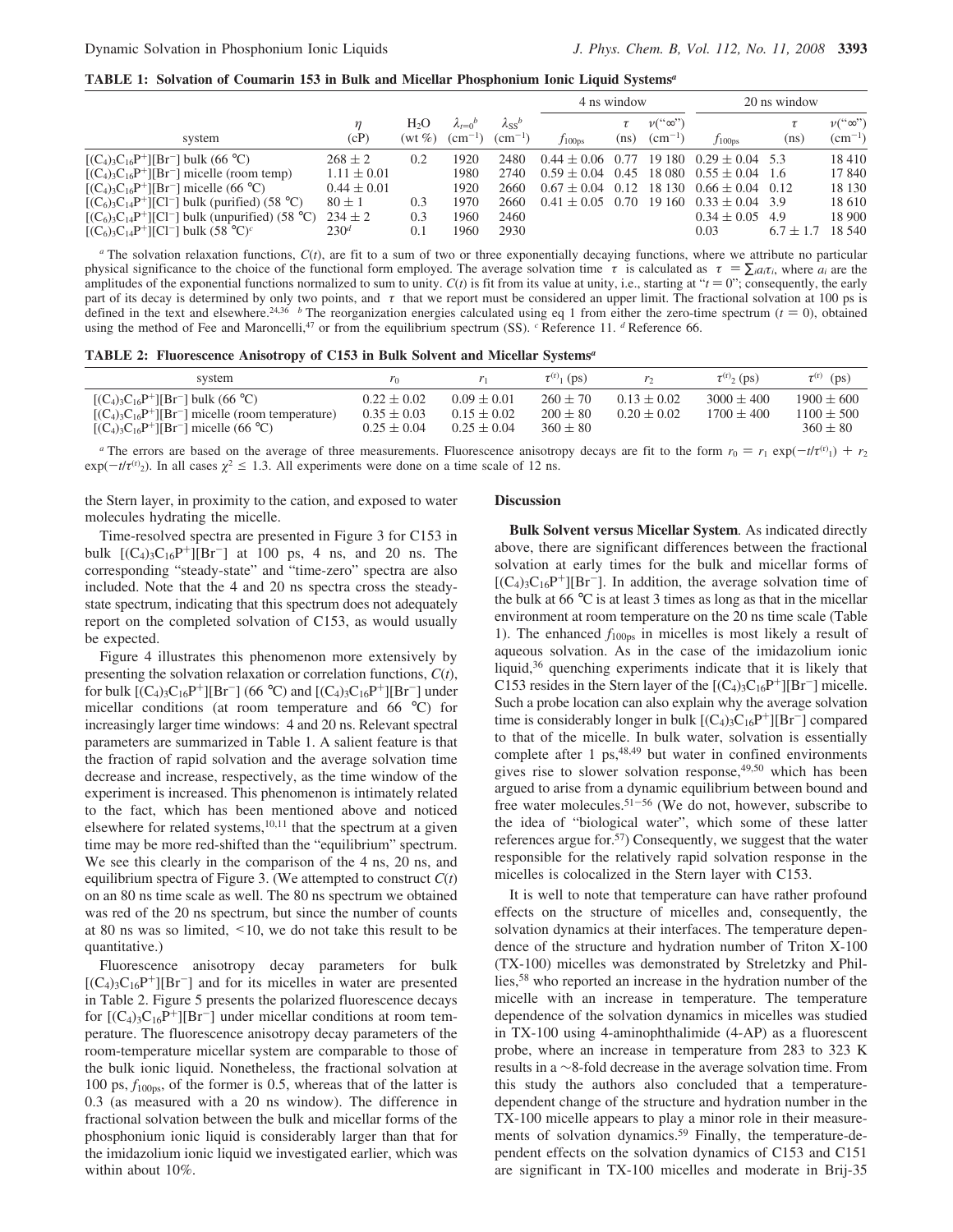**TABLE 1: Solvation of Coumarin 153 in Bulk and Micellar Phosphonium Ionic Liquid Systems[a]**

| system | $\eta$ (cP) | $H_2O$ (wt %) | $\lambda_{t=0}$[b] ($cm^{-1}$) | $\lambda_{SS}$[b] ($cm^{-1}$) | 4 ns window | | | 20 ns window | | |
|---|---|---|---|---|---|---|---|---|---|---|
| | | | | | $f_{100ps}$ | $\langle\tau\rangle$ (ns) | $\nu$("$\infty$") ($cm^{-1}$) | $f_{100ps}$ | $\langle\tau\rangle$ (ns) | $\nu$("$\infty$") ($cm^{-1}$) |
| $[(C_4)_3C_{16}P^+][Br^-]$ bulk (66 °C) | $268 \pm 2$ | 0.2 | 1920 | 2480 | $0.44 \pm 0.06$ | 0.77 | 19 180 | $0.29 \pm 0.04$ | 5.3 | 18 410 |
| $[(C_4)_3C_{16}P^+][Br^-]$ micelle (room temp) | $1.11 \pm 0.01$ | | 1980 | 2740 | $0.59 \pm 0.04$ | 0.45 | 18 080 | $0.55 \pm 0.04$ | 1.6 | 17 840 |
| $[(C_4)_3C_{16}P^+][Br^-]$ micelle (66 °C) | $0.44 \pm 0.01$ | | 1920 | 2660 | $0.67 \pm 0.04$ | 0.12 | 18 130 | $0.66 \pm 0.04$ | 0.12 | 18 130 |
| $[(C_6)_3C_{14}P^+][Cl^-]$ bulk (purified) (58 °C) | $80 \pm 1$ | 0.3 | 1970 | 2660 | $0.41 \pm 0.05$ | 0.70 | 19 160 | $0.33 \pm 0.04$ | 3.9 | 18 610 |
| $[(C_6)_3C_{14}P^+][Cl^-]$ bulk (unpurified) (58 °C) | $234 \pm 2$ | 0.3 | 1960 | 2460 | | | | $0.34 \pm 0.05$ | 4.9 | 18 900 |
| $[(C_6)_3C_{14}P^+][Cl^-]$ bulk (58 °C)[c] | 230[d] | 0.1 | 1960 | 2930 | | | | 0.03 | $6.7 \pm 1.7$ | 18 540 |

[a] The solvation relaxation functions, $C(t)$, are fit to a sum of two or three exponentially decaying functions, where we attribute no particular physical significance to the choice of the functional form employed. The average solvation time $\langle\tau\rangle$ is calculated as $\langle\tau\rangle = \sum_i a_i\tau_i$, where $a_i$ are the amplitudes of the exponential functions normalized to sum to unity. $C(t)$ is fit from its value at unity, i.e., starting at "$t = 0$"; consequently, the early part of its decay is determined by only two points, and $\langle\tau\rangle$ that we report must be considered an upper limit. The fractional solvation at 100 ps is defined in the text and elsewhere.[24,36] [b] The reorganization energies calculated using eq 1 from either the zero-time spectrum ($t = 0$), obtained using the method of Fee and Maroncelli,[47] or from the equilibrium spectrum (SS). [c] Reference 11. [d] Reference 66.

**TABLE 2: Fluorescence Anisotropy of C153 in Bulk Solvent and Micellar Systems[a]**

| system | $r_0$ | $r_1$ | $\tau^{(r)}_1$ (ps) | $r_2$ | $\tau^{(r)}_2$ (ps) | $\langle\tau^{(r)}\rangle$ (ps) |
|---|---|---|---|---|---|---|
| $[(C_4)_3C_{16}P^+][Br^-]$ bulk (66 °C) | $0.22 \pm 0.02$ | $0.09 \pm 0.01$ | $260 \pm 70$ | $0.13 \pm 0.02$ | $3000 \pm 400$ | $1900 \pm 600$ |
| $[(C_4)_3C_{16}P^+][Br^-]$ micelle (room temperature) | $0.35 \pm 0.03$ | $0.15 \pm 0.02$ | $200 \pm 80$ | $0.20 \pm 0.02$ | $1700 \pm 400$ | $1100 \pm 500$ |
| $[(C_4)_3C_{16}P^+][Br^-]$ micelle (66 °C) | $0.25 \pm 0.04$ | $0.25 \pm 0.04$ | $360 \pm 80$ | | | $360 \pm 80$ |

[a] The errors are based on the average of three measurements. Fluorescence anisotropy decays are fit to the form $r_0 = r_1 \exp(-t/\tau^{(r)}_1) + r_2 \exp(-t/\tau^{(r)}_2)$. In all cases $\chi^2 \leq 1.3$. All experiments were done on a time scale of 12 ns.

the Stern layer, in proximity to the cation, and exposed to water molecules hydrating the micelle.

Time-resolved spectra are presented in Figure 3 for C153 in bulk $[(C_4)_3C_{16}P^+][Br^-]$ at 100 ps, 4 ns, and 20 ns. The corresponding "steady-state" and "time-zero" spectra are also included. Note that the 4 and 20 ns spectra cross the steady-state spectrum, indicating that this spectrum does not adequately report on the completed solvation of C153, as would usually be expected.

Figure 4 illustrates this phenomenon more extensively by presenting the solvation relaxation or correlation functions, $C(t)$, for bulk $[(C_4)_3C_{16}P^+][Br^-]$ (66 °C) and $[(C_4)_3C_{16}P^+][Br^-]$ under micellar conditions (at room temperature and 66 °C) for increasingly larger time windows: 4 and 20 ns. Relevant spectral parameters are summarized in Table 1. A salient feature is that the fraction of rapid solvation and the average solvation time decrease and increase, respectively, as the time window of the experiment is increased. This phenomenon is intimately related to the fact, which has been mentioned above and noticed elsewhere for related systems,[10,11] that the spectrum at a given time may be more red-shifted than the "equilibrium" spectrum. We see this clearly in the comparison of the 4 ns, 20 ns, and equilibrium spectra of Figure 3. (We attempted to construct $C(t)$ on an 80 ns time scale as well. The 80 ns spectrum we obtained was red of the 20 ns spectrum, but since the number of counts at 80 ns was so limited, <10, we do not take this result to be quantitative.)

Fluorescence anisotropy decay parameters for bulk $[(C_4)_3C_{16}P^+][Br^-]$ and for its micelles in water are presented in Table 2. Figure 5 presents the polarized fluorescence decays for $[(C_4)_3C_{16}P^+][Br^-]$ under micellar conditions at room temperature. The fluorescence anisotropy decay parameters of the room-temperature micellar system are comparable to those of the bulk ionic liquid. Nonetheless, the fractional solvation at 100 ps, $f_{100ps}$, of the former is 0.5, whereas that of the latter is 0.3 (as measured with a 20 ns window). The difference in fractional solvation between the bulk and micellar forms of the phosphonium ionic liquid is considerably larger than that for the imidazolium ionic liquid we investigated earlier, which was within about 10%.

## Discussion

**Bulk Solvent versus Micellar System.** As indicated directly above, there are significant differences between the fractional solvation at early times for the bulk and micellar forms of $[(C_4)_3C_{16}P^+][Br^-]$. In addition, the average solvation time of the bulk at 66 °C is at least 3 times as long as that in the micellar environment at room temperature on the 20 ns time scale (Table 1). The enhanced $f_{100ps}$ in micelles is most likely a result of aqueous solvation. As in the case of the imidazolium ionic liquid,[36] quenching experiments indicate that it is likely that C153 resides in the Stern layer of the $[(C_4)_3C_{16}P^+][Br^-]$ micelle. Such a probe location can also explain why the average solvation time is considerably longer in bulk $[(C_4)_3C_{16}P^+][Br^-]$ compared to that of the micelle. In bulk water, solvation is essentially complete after 1 ps,[48,49] but water in confined environments gives rise to slower solvation response,[49,50] which has been argued to arise from a dynamic equilibrium between bound and free water molecules.[51−56] (We do not, however, subscribe to the idea of "biological water", which some of these latter references argue for.[57]) Consequently, we suggest that the water responsible for the relatively rapid solvation response in the micelles is colocalized in the Stern layer with C153.

It is well to note that temperature can have rather profound effects on the structure of micelles and, consequently, the solvation dynamics at their interfaces. The temperature dependence of the structure and hydration number of Triton X-100 (TX-100) micelles was demonstrated by Streletzky and Phillies,[58] who reported an increase in the hydration number of the micelle with an increase in temperature. The temperature dependence of the solvation dynamics in micelles was studied in TX-100 using 4-aminophthalimide (4-AP) as a fluorescent probe, where an increase in temperature from 283 to 323 K results in a ~8-fold decrease in the average solvation time. From this study the authors also concluded that a temperature-dependent change of the structure and hydration number in the TX-100 micelle appears to play a minor role in their measurements of solvation dynamics.[59] Finally, the temperature-dependent effects on the solvation dynamics of C153 and C151 are significant in TX-100 micelles and moderate in Brij-35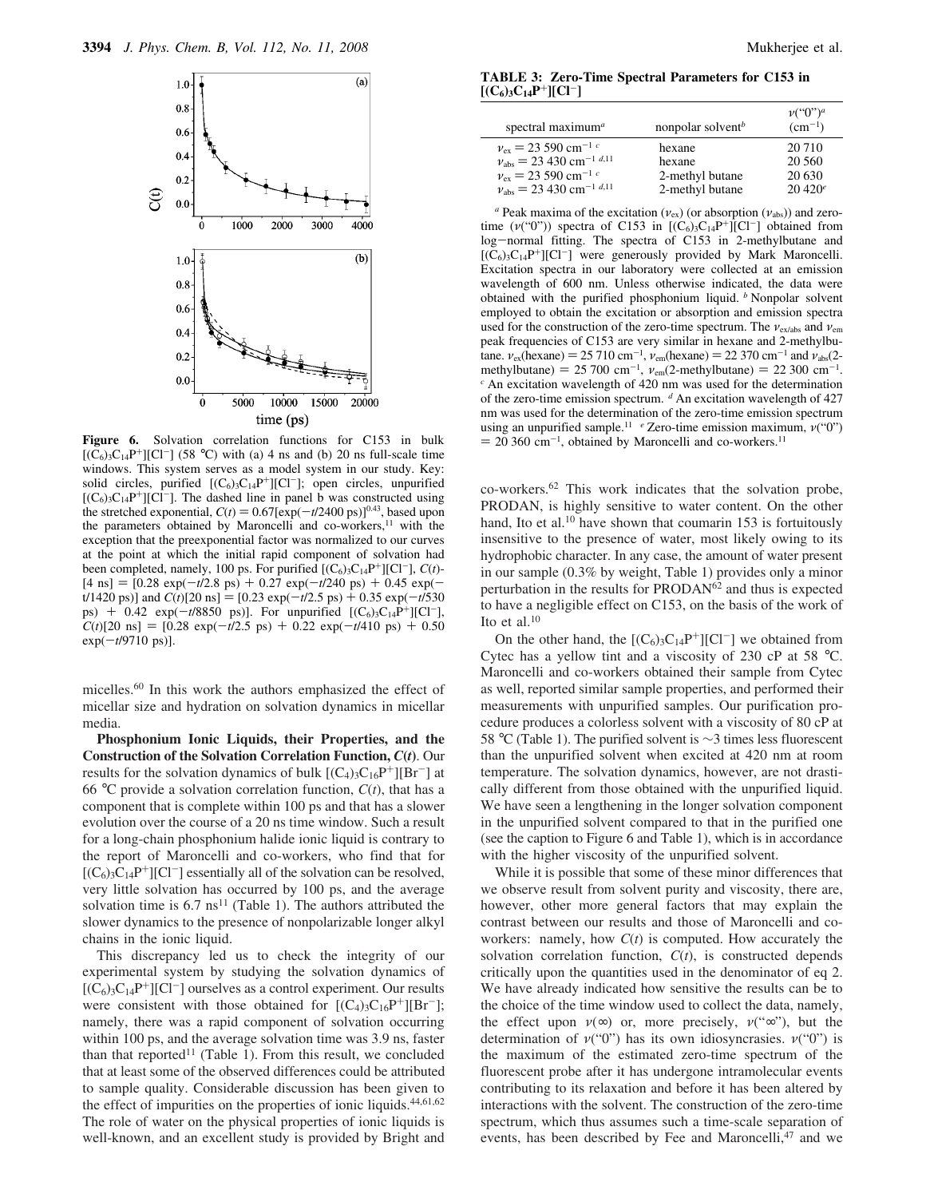**Figure 6.** Solvation correlation functions for C153 in bulk $[(C_6)_3C_{14}P^+][Cl^-]$ (58 °C) with (a) 4 ns and (b) 20 ns full-scale time windows. This system serves as a model system in our study. Key: solid circles, purified $[(C_6)_3C_{14}P^+][Cl^-]$; open circles, unpurified $[(C_6)_3C_{14}P^+][Cl^-]$. The dashed line in panel b was constructed using the stretched exponential, $C(t) = 0.67[\exp(-t/2400 \text{ ps})]^{0.43}$, based upon the parameters obtained by Maroncelli and co-workers,[11] with the exception that the preexponential factor was normalized to our curves at the point at which the initial rapid component of solvation had been completed, namely, 100 ps. For purified $[(C_6)_3C_{14}P^+][Cl^-]$, $C(t)$[4 ns] = [0.28 exp(−$t$/2.8 ps) + 0.27 exp(−$t$/240 ps) + 0.45 exp(−$t$/1420 ps)] and $C(t)$[20 ns] = [0.23 exp(−$t$/2.5 ps) + 0.35 exp(−$t$/530 ps) + 0.42 exp(−$t$/8850 ps)]. For unpurified $[(C_6)_3C_{14}P^+][Cl^-]$, $C(t)$[20 ns] = [0.28 exp(−$t$/2.5 ps) + 0.22 exp(−$t$/410 ps) + 0.50 exp(−$t$/9710 ps)].

micelles.[60] In this work the authors emphasized the effect of micellar size and hydration on solvation dynamics in micellar media.

**Phosphonium Ionic Liquids, their Properties, and the Construction of the Solvation Correlation Function, $C(t)$.** Our results for the solvation dynamics of bulk $[(C_4)_3C_{16}P^+][Br^-]$ at 66 °C provide a solvation correlation function, $C(t)$, that has a component that is complete within 100 ps and that has a slower evolution over the course of a 20 ns time window. Such a result for a long-chain phosphonium halide ionic liquid is contrary to the report of Maroncelli and co-workers, who find that for $[(C_6)_3C_{14}P^+][Cl^-]$ essentially all of the solvation can be resolved, very little solvation has occurred by 100 ps, and the average solvation time is 6.7 ns[11] (Table 1). The authors attributed the slower dynamics to the presence of nonpolarizable longer alkyl chains in the ionic liquid.

This discrepancy led us to check the integrity of our experimental system by studying the solvation dynamics of $[(C_6)_3C_{14}P^+][Cl^-]$ ourselves as a control experiment. Our results were consistent with those obtained for $[(C_4)_3C_{16}P^+][Br^-]$; namely, there was a rapid component of solvation occurring within 100 ps, and the average solvation time was 3.9 ns, faster than that reported[11] (Table 1). From this result, we concluded that at least some of the observed differences could be attributed to sample quality. Considerable discussion has been given to the effect of impurities on the properties of ionic liquids.[44,61,62] The role of water on the physical properties of ionic liquids is well-known, and an excellent study is provided by Bright and co-workers.[62] This work indicates that the solvation probe, PRODAN, is highly sensitive to water content. On the other hand, Ito et al.[10] have shown that coumarin 153 is fortuitously insensitive to the presence of water, most likely owing to its hydrophobic character. In any case, the amount of water present in our sample (0.3% by weight, Table 1) provides only a minor perturbation in the results for PRODAN[62] and thus is expected to have a negligible effect on C153, on the basis of the work of Ito et al.[10]

**TABLE 3: Zero-Time Spectral Parameters for C153 in $[(C_6)_3C_{14}P^+][Cl^-]$**

| spectral maximum[a] | nonpolar solvent[b] | $\nu$("0")[a] (cm$^{-1}$) |
|---|---|---|
| $\nu_{ex}$ = 23 590 cm$^{-1}$ [c] | hexane | 20 710 |
| $\nu_{abs}$ = 23 430 cm$^{-1}$ [d,11] | hexane | 20 560 |
| $\nu_{ex}$ = 23 590 cm$^{-1}$ [c] | 2-methyl butane | 20 630 |
| $\nu_{abs}$ = 23 430 cm$^{-1}$ [d,11] | 2-methyl butane | 20 420[e] |

[a] Peak maxima of the excitation ($\nu_{ex}$) (or absorption ($\nu_{abs}$)) and zero-time ($\nu$("0")) spectra of C153 in $[(C_6)_3C_{14}P^+][Cl^-]$ obtained from log−normal fitting. The spectra of C153 in 2-methylbutane and $[(C_6)_3C_{14}P^+][Cl^-]$ were generously provided by Mark Maroncelli. Excitation spectra in our laboratory were collected at an emission wavelength of 600 nm. Unless otherwise indicated, the data were obtained with the purified phosphonium liquid. [b] Nonpolar solvent employed to obtain the excitation or absorption and emission spectra used for the construction of the zero-time spectrum. The $\nu_{ex/abs}$ and $\nu_{em}$ peak frequencies of C153 are very similar in hexane and 2-methylbutane. $\nu_{ex}$(hexane) = 25 710 cm$^{-1}$, $\nu_{em}$(hexane) = 22 370 cm$^{-1}$ and $\nu_{abs}$(2-methylbutane) = 25 700 cm$^{-1}$, $\nu_{em}$(2-methylbutane) = 22 300 cm$^{-1}$. [c] An excitation wavelength of 420 nm was used for the determination of the zero-time emission spectrum. [d] An excitation wavelength of 427 nm was used for the determination of the zero-time emission spectrum using an unpurified sample.[11] [e] Zero-time emission maximum, $\nu$("0") = 20 360 cm$^{-1}$, obtained by Maroncelli and co-workers.[11]

On the other hand, the $[(C_6)_3C_{14}P^+][Cl^-]$ we obtained from Cytec has a yellow tint and a viscosity of 230 cP at 58 °C. Maroncelli and co-workers obtained their sample from Cytec as well, reported similar sample properties, and performed their measurements with unpurified samples. Our purification procedure produces a colorless solvent with a viscosity of 80 cP at 58 °C (Table 1). The purified solvent is ~3 times less fluorescent than the unpurified solvent when excited at 420 nm at room temperature. The solvation dynamics, however, are not drastically different from those obtained with the unpurified liquid. We have seen a lengthening in the longer solvation component in the unpurified solvent compared to that in the purified one (see the caption to Figure 6 and Table 1), which is in accordance with the higher viscosity of the unpurified solvent.

While it is possible that some of these minor differences that we observe result from solvent purity and viscosity, there are, however, other more general factors that may explain the contrast between our results and those of Maroncelli and co-workers: namely, how $C(t)$ is computed. How accurately the solvation correlation function, $C(t)$, is constructed depends critically upon the quantities used in the denominator of eq 2. We have already indicated how sensitive the results can be to the choice of the time window used to collect the data, namely, the effect upon $\nu(\infty)$ or, more precisely, $\nu$("∞"), but the determination of $\nu$("0") has its own idiosyncrasies. $\nu$("0") is the maximum of the estimated zero-time spectrum of the fluorescent probe after it has undergone intramolecular events contributing to its relaxation and before it has been altered by interactions with the solvent. The construction of the zero-time spectrum, which thus assumes such a time-scale separation of events, has been described by Fee and Maroncelli,[47] and we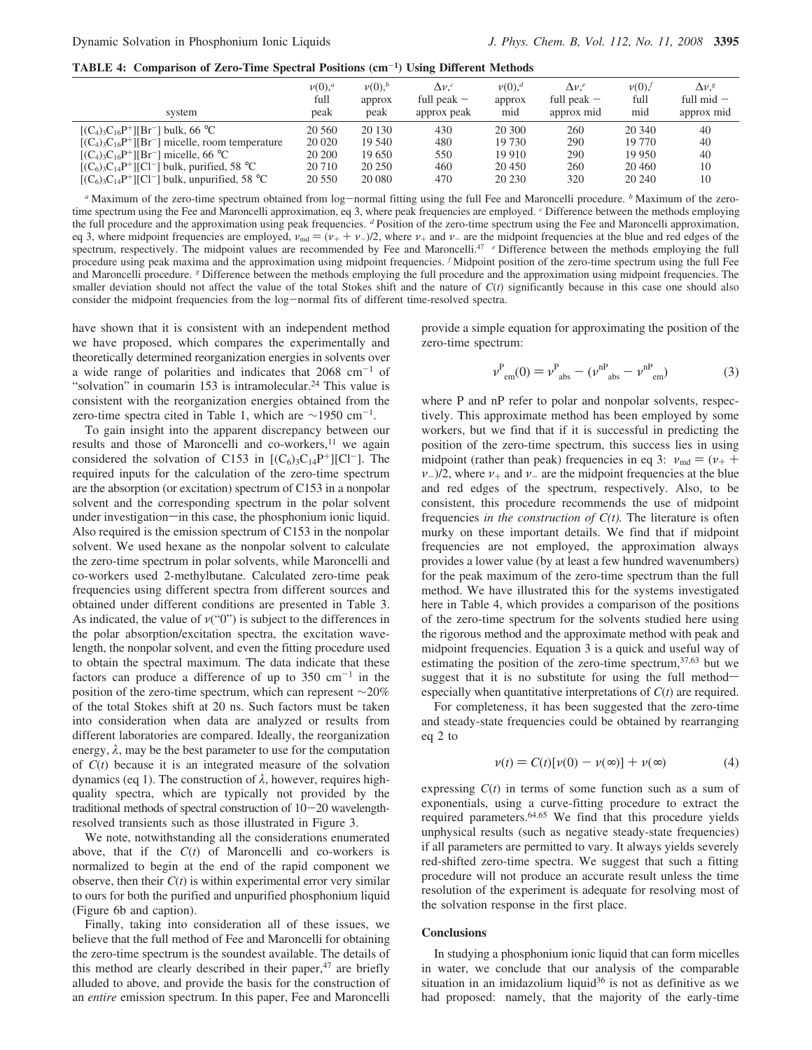**TABLE 4: Comparison of Zero-Time Spectral Positions ($cm^{-1}$) Using Different Methods**

| system | $\nu(0)$,[a] full peak | $\nu(0)$,[b] approx peak | $\Delta\nu$,[c] full peak − approx peak | $\nu(0)$,[d] approx mid | $\Delta\nu$,[e] full peak − approx mid | $\nu(0)$,[f] full mid | $\Delta\nu$,[g] full mid − approx mid |
|---|---|---|---|---|---|---|---|
| $[(C_4)_3C_{16}P^+][Br^-]$ bulk, 66 °C | 20 560 | 20 130 | 430 | 20 300 | 260 | 20 340 | 40 |
| $[(C_4)_3C_{16}P^+][Br^-]$ micelle, room temperature | 20 020 | 19 540 | 480 | 19 730 | 290 | 19 770 | 40 |
| $[(C_4)_3C_{16}P^+][Br^-]$ micelle, 66 °C | 20 200 | 19 650 | 550 | 19 910 | 290 | 19 950 | 40 |
| $[(C_6)_3C_{14}P^+][Cl^-]$ bulk, purified, 58 °C | 20 710 | 20 250 | 460 | 20 450 | 260 | 20 460 | 10 |
| $[(C_6)_3C_{14}P^+][Cl^-]$ bulk, unpurified, 58 °C | 20 550 | 20 080 | 470 | 20 230 | 320 | 20 240 | 10 |

[a] Maximum of the zero-time spectrum obtained from log−normal fitting using the full Fee and Maroncelli procedure. [b] Maximum of the zero-time spectrum using the Fee and Maroncelli approximation, eq 3, where peak frequencies are employed. [c] Difference between the methods employing the full procedure and the approximation using peak frequencies. [d] Position of the zero-time spectrum using the Fee and Maroncelli approximation, eq 3, where midpoint frequencies are employed, $\nu_{md} = (\nu_+ + \nu_-)/2$, where $\nu_+$ and $\nu_-$ are the midpoint frequencies at the blue and red edges of the spectrum, respectively. The midpoint values are recommended by Fee and Maroncelli.[47] [e] Difference between the methods employing the full procedure using peak maxima and the approximation using midpoint frequencies. [f] Midpoint position of the zero-time spectrum using the full Fee and Maroncelli procedure. [g] Difference between the methods employing the full procedure and the approximation using midpoint frequencies. The smaller deviation should not affect the value of the total Stokes shift and the nature of $C(t)$ significantly because in this case one should also consider the midpoint frequencies from the log−normal fits of different time-resolved spectra.

have shown that it is consistent with an independent method we have proposed, which compares the experimentally and theoretically determined reorganization energies in solvents over a wide range of polarities and indicates that 2068 $cm^{-1}$ of "solvation" in coumarin 153 is intramolecular.[24] This value is consistent with the reorganization energies obtained from the zero-time spectra cited in Table 1, which are ~1950 $cm^{-1}$.

To gain insight into the apparent discrepancy between our results and those of Maroncelli and co-workers,[11] we again considered the solvation of C153 in $[(C_6)_3C_{14}P^+][Cl^-]$. The required inputs for the calculation of the zero-time spectrum are the absorption (or excitation) spectrum of C153 in a nonpolar solvent and the corresponding spectrum in the polar solvent under investigation—in this case, the phosphonium ionic liquid. Also required is the emission spectrum of C153 in the nonpolar solvent. We used hexane as the nonpolar solvent to calculate the zero-time spectrum in polar solvents, while Maroncelli and co-workers used 2-methylbutane. Calculated zero-time peak frequencies using different spectra from different sources and obtained under different conditions are presented in Table 3. As indicated, the value of $\nu$("0") is subject to the differences in the polar absorption/excitation spectra, the excitation wavelength, the nonpolar solvent, and even the fitting procedure used to obtain the spectral maximum. The data indicate that these factors can produce a difference of up to 350 $cm^{-1}$ in the position of the zero-time spectrum, which can represent ~20% of the total Stokes shift at 20 ns. Such factors must be taken into consideration when data are analyzed or results from different laboratories are compared. Ideally, the reorganization energy, $\lambda$, may be the best parameter to use for the computation of $C(t)$ because it is an integrated measure of the solvation dynamics (eq 1). The construction of $\lambda$, however, requires high-quality spectra, which are typically not provided by the traditional methods of spectral construction of 10−20 wavelength-resolved transients such as those illustrated in Figure 3.

We note, notwithstanding all the considerations enumerated above, that if the $C(t)$ of Maroncelli and co-workers is normalized to begin at the end of the rapid component we observe, then their $C(t)$ is within experimental error very similar to ours for both the purified and unpurified phosphonium liquid (Figure 6b and caption).

Finally, taking into consideration all of these issues, we believe that the full method of Fee and Maroncelli for obtaining the zero-time spectrum is the soundest available. The details of this method are clearly described in their paper,[47] are briefly alluded to above, and provide the basis for the construction of an *entire* emission spectrum. In this paper, Fee and Maroncelli provide a simple equation for approximating the position of the zero-time spectrum:

$$\nu^{P}_{em}(0) = \nu^{P}_{abs} - (\nu^{nP}_{abs} - \nu^{nP}_{em}) \tag{3}$$

where P and nP refer to polar and nonpolar solvents, respectively. This approximate method has been employed by some workers, but we find that if it is successful in predicting the position of the zero-time spectrum, this success lies in using midpoint (rather than peak) frequencies in eq 3: $\nu_{md} = (\nu_+ + \nu_-)/2$, where $\nu_+$ and $\nu_-$ are the midpoint frequencies at the blue and red edges of the spectrum, respectively. Also, to be consistent, this procedure recommends the use of midpoint frequencies *in the construction of C(t).* The literature is often murky on these important details. We find that if midpoint frequencies are not employed, the approximation always provides a lower value (by at least a few hundred wavenumbers) for the peak maximum of the zero-time spectrum than the full method. We have illustrated this for the systems investigated here in Table 4, which provides a comparison of the positions of the zero-time spectrum for the solvents studied here using the rigorous method and the approximate method with peak and midpoint frequencies. Equation 3 is a quick and useful way of estimating the position of the zero-time spectrum,[37,63] but we suggest that it is no substitute for using the full method—especially when quantitative interpretations of $C(t)$ are required.

For completeness, it has been suggested that the zero-time and steady-state frequencies could be obtained by rearranging eq 2 to

$$\nu(t) = C(t)[\nu(0) - \nu(\infty)] + \nu(\infty) \tag{4}$$

expressing $C(t)$ in terms of some function such as a sum of exponentials, using a curve-fitting procedure to extract the required parameters.[64,65] We find that this procedure yields unphysical results (such as negative steady-state frequencies) if all parameters are permitted to vary. It always yields severely red-shifted zero-time spectra. We suggest that such a fitting procedure will not produce an accurate result unless the time resolution of the experiment is adequate for resolving most of the solvation response in the first place.

## Conclusions

In studying a phosphonium ionic liquid that can form micelles in water, we conclude that our analysis of the comparable situation in an imidazolium liquid[36] is not as definitive as we had proposed: namely, that the majority of the early-time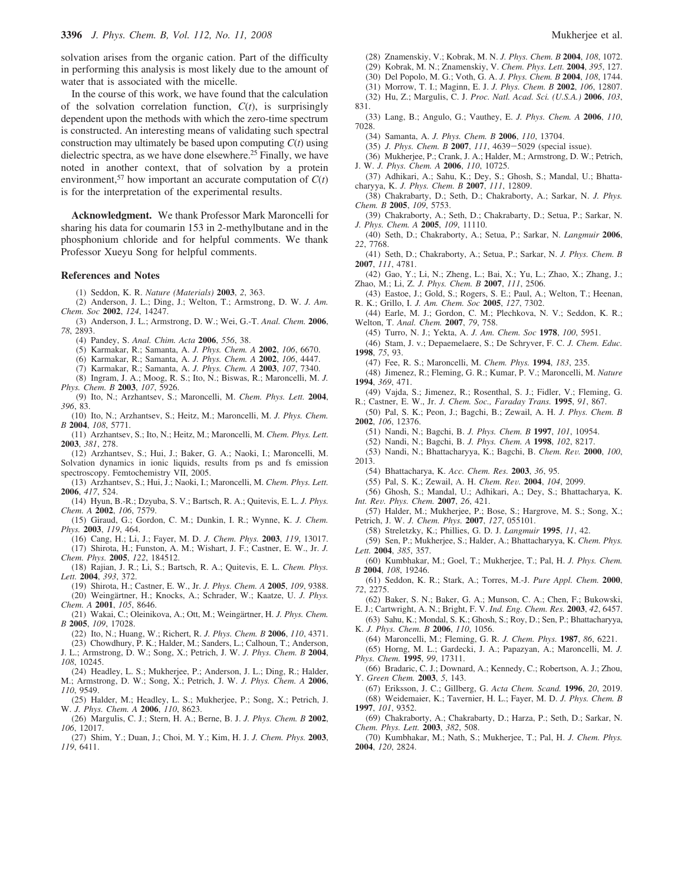solvation arises from the organic cation. Part of the difficulty in performing this analysis is most likely due to the amount of water that is associated with the micelle.

In the course of this work, we have found that the calculation of the solvation correlation function, $C(t)$, is surprisingly dependent upon the methods with which the zero-time spectrum is constructed. An interesting means of validating such spectral construction may ultimately be based upon computing $C(t)$ using dielectric spectra, as we have done elsewhere.[25] Finally, we have noted in another context, that of solvation by a protein environment,[57] how important an accurate computation of $C(t)$ is for the interpretation of the experimental results.

**Acknowledgment.** We thank Professor Mark Maroncelli for sharing his data for coumarin 153 in 2-methylbutane and in the phosphonium chloride and for helpful comments. We thank Professor Xueyu Song for helpful comments.

## References and Notes

(1) Seddon, K. R. *Nature (Materials)* **2003**, *2*, 363.

(2) Anderson, J. L.; Ding, J.; Welton, T.; Armstrong, D. W. *J. Am. Chem. Soc* **2002**, *124*, 14247.

(3) Anderson, J. L.; Armstrong, D. W.; Wei, G.-T. *Anal. Chem.* **2006**, *78*, 2893.

(4) Pandey, S. *Anal. Chim. Acta* **2006**, *556*, 38.

(5) Karmakar, R.; Samanta, A. *J. Phys. Chem. A* **2002**, *106*, 6670.

(6) Karmakar, R.; Samanta, A. *J. Phys. Chem. A* **2002**, *106*, 4447.

(7) Karmakar, R.; Samanta, A. *J. Phys. Chem. A* **2003**, *107*, 7340.

(8) Ingram, J. A.; Moog, R. S.; Ito, N.; Biswas, R.; Maroncelli, M. *J. Phys. Chem. B* **2003**, *107*, 5926.

(9) Ito, N.; Arzhantsev, S.; Maroncelli, M. *Chem. Phys. Lett.* **2004**, *396*, 83.

(10) Ito, N.; Arzhantsev, S.; Heitz, M.; Maroncelli, M. *J. Phys. Chem. B* **2004**, *108*, 5771.

(11) Arzhantsev, S.; Ito, N.; Heitz, M.; Maroncelli, M. *Chem. Phys. Lett.* **2003**, *381*, 278.

(12) Arzhantsev, S.; Hui, J.; Baker, G. A.; Naoki, I.; Maroncelli, M. Solvation dynamics in ionic liquids, results from ps and fs emission spectroscopy. Femtochemistry VII, 2005.

(13) Arzhantsev, S.; Hui, J.; Naoki, I.; Maroncelli, M. *Chem. Phys. Lett.* **2006**, *417*, 524.

(14) Hyun, B.-R.; Dzyuba, S. V.; Bartsch, R. A.; Quitevis, E. L. *J. Phys. Chem. A* **2002**, *106*, 7579.

(15) Giraud, G.; Gordon, C. M.; Dunkin, I. R.; Wynne, K. *J. Chem. Phys.* **2003**, *119*, 464.

(16) Cang, H.; Li, J.; Fayer, M. D. *J. Chem. Phys.* **2003**, *119*, 13017.

(17) Shirota, H.; Funston, A. M.; Wishart, J. F.; Castner, E. W., Jr. *J. Chem. Phys.* **2005**, *122*, 184512.

(18) Rajian, J. R.; Li, S.; Bartsch, R. A.; Quitevis, E. L. *Chem. Phys. Lett.* **2004**, *393*, 372.

(19) Shirota, H.; Castner, E. W., Jr. *J. Phys. Chem. A* **2005**, *109*, 9388.

(20) Weingärtner, H.; Knocks, A.; Schrader, W.; Kaatze, U. *J. Phys. Chem. A* **2001**, *105*, 8646.

(21) Wakai, C.; Oleinikova, A.; Ott, M.; Weingärtner, H. *J. Phys. Chem. B* **2005**, *109*, 17028.

(22) Ito, N.; Huang, W.; Richert, R. *J. Phys. Chem. B* **2006**, *110*, 4371.

(23) Chowdhury, P. K.; Halder, M.; Sanders, L.; Calhoun, T.; Anderson, J. L.; Armstrong, D. W.; Song, X.; Petrich, J. W. *J. Phys. Chem. B* **2004**, *108*, 10245.

(24) Headley, L. S.; Mukherjee, P.; Anderson, J. L.; Ding, R.; Halder, M.; Armstrong, D. W.; Song, X.; Petrich, J. W. *J. Phys. Chem. A* **2006**, *110*, 9549.

(25) Halder, M.; Headley, L. S.; Mukherjee, P.; Song, X.; Petrich, J. W. *J. Phys. Chem. A* **2006**, *110*, 8623.

(26) Margulis, C. J.; Stern, H. A.; Berne, B. J. *J. Phys. Chem. B* **2002**, *106*, 12017.

(27) Shim, Y.; Duan, J.; Choi, M. Y.; Kim, H. J. *J. Chem. Phys.* **2003**, *119*, 6411.

(28) Znamenskiy, V.; Kobrak, M. N. *J. Phys. Chem. B* **2004**, *108*, 1072.

(29) Kobrak, M. N.; Znamenskiy, V. *Chem. Phys. Lett.* **2004**, *395*, 127.

(30) Del Popolo, M. G.; Voth, G. A. *J. Phys. Chem. B* **2004**, *108*, 1744.

(31) Morrow, T. I.; Maginn, E. J. *J. Phys. Chem. B* **2002**, *106*, 12807.

(32) Hu, Z.; Margulis, C. J. *Proc. Natl. Acad. Sci. (U.S.A.)* **2006**, *103*, 831.

(33) Lang, B.; Angulo, G.; Vauthey, E. *J. Phys. Chem. A* **2006**, *110*, 7028.

(34) Samanta, A. *J. Phys. Chem. B* **2006**, *110*, 13704.

(35) *J. Phys. Chem. B* **2007**, *111*, 4639−5029 (special issue).

(36) Mukherjee, P.; Crank, J. A.; Halder, M.; Armstrong, D. W.; Petrich, J. W. *J. Phys. Chem. A* **2006**, *110*, 10725.

(37) Adhikari, A.; Sahu, K.; Dey, S.; Ghosh, S.; Mandal, U.; Bhattacharyya, K. *J. Phys. Chem. B* **2007**, *111*, 12809.

(38) Chakrabarty, D.; Seth, D.; Chakraborty, A.; Sarkar, N. *J. Phys. Chem. B* **2005**, *109*, 5753.

(39) Chakraborty, A.; Seth, D.; Chakrabarty, D.; Setua, P.; Sarkar, N. *J. Phys. Chem. A* **2005**, *109*, 11110.

(40) Seth, D.; Chakraborty, A.; Setua, P.; Sarkar, N. *Langmuir* **2006**, *22*, 7768.

(41) Seth, D.; Chakraborty, A.; Setua, P.; Sarkar, N. *J. Phys. Chem. B* **2007**, *111*, 4781.

(42) Gao, Y.; Li, N.; Zheng, L.; Bai, X.; Yu, L.; Zhao, X.; Zhang, J.; Zhao, M.; Li, Z. *J. Phys. Chem. B* **2007**, *111*, 2506.

(43) Eastoe, J.; Gold, S.; Rogers, S. E.; Paul, A.; Welton, T.; Heenan, R. K.; Grillo, I. *J. Am. Chem. Soc* **2005**, *127*, 7302.

(44) Earle, M. J.; Gordon, C. M.; Plechkova, N. V.; Seddon, K. R.; Welton, T. *Anal. Chem.* **2007**, *79*, 758.

(45) Turro, N. J.; Yekta, A. *J. Am. Chem. Soc* **1978**, *100*, 5951.

(46) Stam, J. v.; Depaemelaere, S.; De Schryver, F. C. *J. Chem. Educ.* **1998**, *75*, 93.

(47) Fee, R. S.; Maroncelli, M. *Chem. Phys.* **1994**, *183*, 235.

(48) Jimenez, R.; Fleming, G. R.; Kumar, P. V.; Maroncelli, M. *Nature* **1994**, *369*, 471.

(49) Vajda, S.; Jimenez, R.; Rosenthal, S. J.; Fidler, V.; Fleming, G. R.; Castner, E. W., Jr. *J. Chem. Soc., Faraday Trans.* **1995**, *91*, 867.

(50) Pal, S. K.; Peon, J.; Bagchi, B.; Zewail, A. H. *J. Phys. Chem. B* **2002**, *106*, 12376.

(51) Nandi, N.; Bagchi, B. *J. Phys. Chem. B* **1997**, *101*, 10954.

(52) Nandi, N.; Bagchi, B. *J. Phys. Chem. A* **1998**, *102*, 8217.

(53) Nandi, N.; Bhattacharyya, K.; Bagchi, B. *Chem. Rev.* **2000**, *100*, 2013.

(54) Bhattacharya, K. *Acc. Chem. Res.* **2003**, *36*, 95.

(55) Pal, S. K.; Zewail, A. H. *Chem. Rev.* **2004**, *104*, 2099.

(56) Ghosh, S.; Mandal, U.; Adhikari, A.; Dey, S.; Bhattacharya, K. *Int. Rev. Phys. Chem.* **2007**, *26*, 421.

(57) Halder, M.; Mukherjee, P.; Bose, S.; Hargrove, M. S.; Song, X.; Petrich, J. W. *J. Chem. Phys.* **2007**, *127*, 055101.

(58) Streletzky, K.; Phillies, G. D. J. *Langmuir* **1995**, *11*, 42.

(59) Sen, P.; Mukherjee, S.; Halder, A.; Bhattacharyya, K. *Chem. Phys. Lett.* **2004**, *385*, 357.

(60) Kumbhakar, M.; Goel, T.; Mukherjee, T.; Pal, H. *J. Phys. Chem. B* **2004**, *108*, 19246.

(61) Seddon, K. R.; Stark, A.; Torres, M.-J. *Pure Appl. Chem.* **2000**, *72*, 2275.

(62) Baker, S. N.; Baker, G. A.; Munson, C. A.; Chen, F.; Bukowski, E. J.; Cartwright, A. N.; Bright, F. V. *Ind. Eng. Chem. Res.* **2003**, *42*, 6457.

(63) Sahu, K.; Mondal, S. K.; Ghosh, S.; Roy, D.; Sen, P.; Bhattacharyya, K. *J. Phys. Chem. B* **2006**, *110*, 1056.

(64) Maroncelli, M.; Fleming, G. R. *J. Chem. Phys.* **1987**, *86*, 6221.

(65) Horng, M. L.; Gardecki, J. A.; Papazyan, A.; Maroncelli, M. *J. Phys. Chem.* **1995**, *99*, 17311.

(66) Bradaric, C. J.; Downard, A.; Kennedy, C.; Robertson, A. J.; Zhou, Y. *Green Chem.* **2003**, *5*, 143.

(67) Eriksson, J. C.; Gillberg, G. *Acta Chem. Scand.* **1996**, *20*, 2019.

(68) Weidemaier, K.; Tavernier, H. L.; Fayer, M. D. *J. Phys. Chem. B* **1997**, *101*, 9352.

(69) Chakraborty, A.; Chakrabarty, D.; Harza, P.; Seth, D.; Sarkar, N. *Chem. Phys. Lett.* **2003**, *382*, 508.

(70) Kumbhakar, M.; Nath, S.; Mukherjee, T.; Pal, H. *J. Chem. Phys.* **2004**, *120*, 2824.